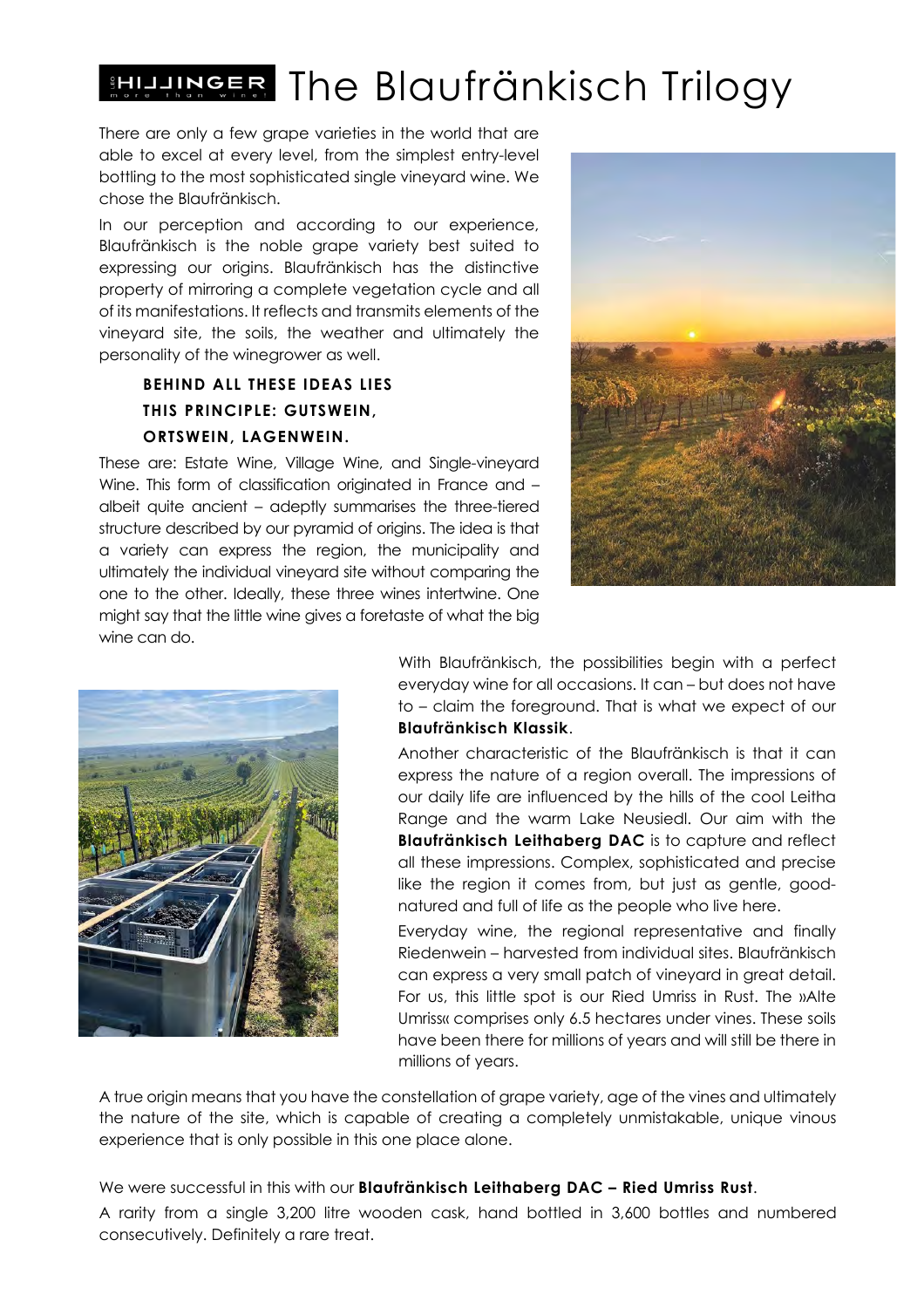# HILLINGER The Blaufränkisch Trilogy

There are only a few grape varieties in the world that are able to excel at every level, from the simplest entry-level bottling to the most sophisticated single vineyard wine. We chose the Blaufränkisch.

In our perception and according to our experience, Blaufränkisch is the noble grape variety best suited to expressing our origins. Blaufränkisch has the distinctive property of mirroring a complete vegetation cycle and all of its manifestations. It reflects and transmits elements of the vineyard site, the soils, the weather and ultimately the personality of the winegrower as well.

**BEHIND ALL THESE IDEAS LIES THIS PRINCIPLE: GUTSWEIN, ORTSWEIN, LAGENWEIN.**

These are: Estate Wine, Village Wine, and Single-vineyard Wine. This form of classification originated in France and – albeit quite ancient – adeptly summarises the three-tiered structure described by our pyramid of origins. The idea is that a variety can express the region, the municipality and ultimately the individual vineyard site without comparing the one to the other. Ideally, these three wines intertwine. One might say that the little wine gives a foretaste of what the big wine can do.

With Blaufränkisch, the possibilities begin with a perfect everyday wine for all occasions. It can – but does not have to – claim the foreground. That is what we expect of our **Blaufränkisch Klassik**.

Another characteristic of the Blaufränkisch is that it can express the nature of a region overall. The impressions of our daily life are influenced by the hills of the cool Leitha Range and the warm Lake Neusiedl. Our aim with the **Blaufränkisch Leithaberg DAC** is to capture and reflect all these impressions. Complex, sophisticated and precise like the region it comes from, but just as gentle, good-natured and full of life as the people who live here.

Everyday wine, the regional representative and finally Riedenwein – harvested from individual sites. Blaufränkisch can express a very small patch of vineyard in great detail. For us, this little spot is our Ried Umriss in Rust. The »Alte Umriss« comprises only 6.5 hectares under vines. These soils have been there for millions of years and will still be there in millions of years.

A true origin means that you have the constellation of grape variety, age of the vines and ultimately the nature of the site, which is capable of creating a completely unmistakable, unique vinous experience that is only possible in this one place alone.

We were successful in this with our **Blaufränkisch Leithaberg DAC – Ried Umriss Rust**.

A rarity from a single 3,200 litre wooden cask, hand bottled in 3,600 bottles and numbered consecutively. Definitely a rare treat.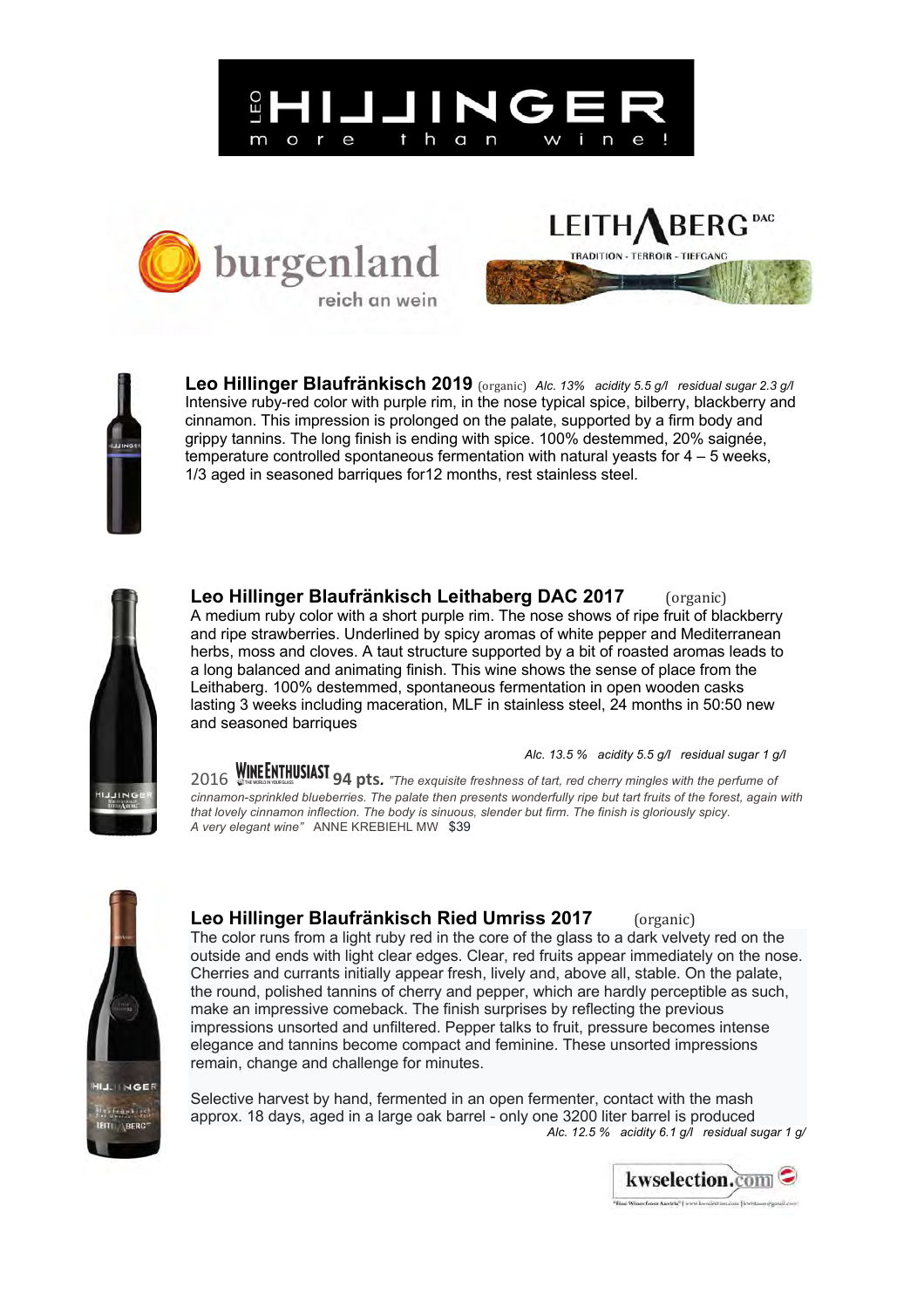# LEO HILLINGER

more than wine!

burgenland reich an wein

LEITHABERG DAC

TRADITION - TERROIR - TIEFGANG

**Leo Hillinger Blaufränkisch 2019** (organic) *Alc. 13% acidity 5.5 g/l residual sugar 2.3 g/l*

Intensive ruby-red color with purple rim, in the nose typical spice, bilberry, blackberry and cinnamon. This impression is prolonged on the palate, supported by a firm body and grippy tannins. The long finish is ending with spice. 100% destemmed, 20% saignée, temperature controlled spontaneous fermentation with natural yeasts for 4 – 5 weeks, 1/3 aged in seasoned barriques for12 months, rest stainless steel.

**Leo Hillinger Blaufränkisch Leithaberg DAC 2017** (organic)

A medium ruby color with a short purple rim. The nose shows of ripe fruit of blackberry and ripe strawberries. Underlined by spicy aromas of white pepper and Mediterranean herbs, moss and cloves. A taut structure supported by a bit of roasted aromas leads to a long balanced and animating finish. This wine shows the sense of place from the Leithaberg. 100% destemmed, spontaneous fermentation in open wooden casks lasting 3 weeks including maceration, MLF in stainless steel, 24 months in 50:50 new and seasoned barriques

*Alc. 13.5 % acidity 5.5 g/l residual sugar 1 g/l*

2016 WINE ENTHUSIAST **94 pts.** *"The exquisite freshness of tart, red cherry mingles with the perfume of cinnamon-sprinkled blueberries. The palate then presents wonderfully ripe but tart fruits of the forest, again with that lovely cinnamon inflection. The body is sinuous, slender but firm. The finish is gloriously spicy. A very elegant wine"* ANNE KREBIEHL MW $39

**Leo Hillinger Blaufränkisch Ried Umriss 2017** (organic)

The color runs from a light ruby red in the core of the glass to a dark velvety red on the outside and ends with light clear edges. Clear, red fruits appear immediately on the nose. Cherries and currants initially appear fresh, lively and, above all, stable. On the palate, the round, polished tannins of cherry and pepper, which are hardly perceptible as such, make an impressive comeback. The finish surprises by reflecting the previous impressions unsorted and unfiltered. Pepper talks to fruit, pressure becomes intense elegance and tannins become compact and feminine. These unsorted impressions remain, change and challenge for minutes.

Selective harvest by hand, fermented in an open fermenter, contact with the mash approx. 18 days, aged in a large oak barrel - only one 3200 liter barrel is produced

*Alc. 12.5 % acidity 6.1 g/l residual sugar 1 g/*

kwselection.com